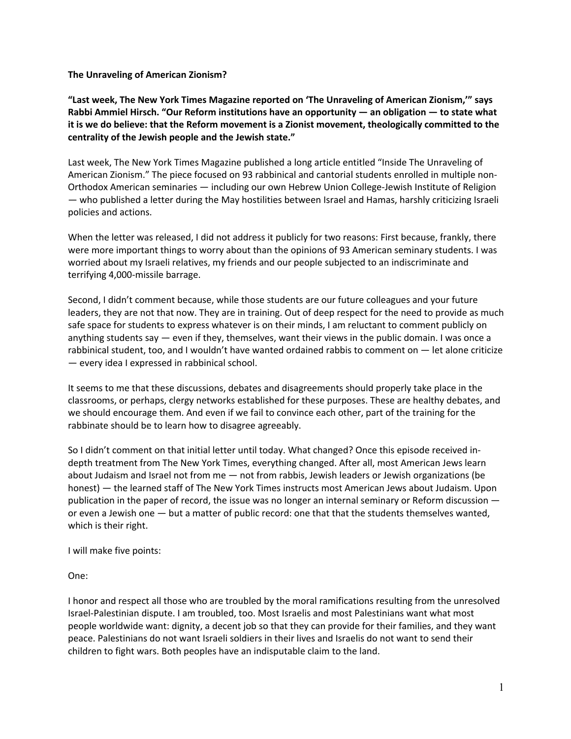**The Unraveling of American Zionism?**

**"Last week, The New York Times Magazine reported on 'The Unraveling of American Zionism,'" says Rabbi Ammiel Hirsch. "Our Reform institutions have an opportunity — an obligation — to state what it is we do believe: that the Reform movement is a Zionist movement, theologically committed to the centrality of the Jewish people and the Jewish state."**

Last week, The New York Times Magazine published a long article entitled "Inside The Unraveling of American Zionism." The piece focused on 93 rabbinical and cantorial students enrolled in multiple non-Orthodox American seminaries — including our own Hebrew Union College-Jewish Institute of Religion — who published a letter during the May hostilities between Israel and Hamas, harshly criticizing Israeli policies and actions.

When the letter was released, I did not address it publicly for two reasons: First because, frankly, there were more important things to worry about than the opinions of 93 American seminary students. I was worried about my Israeli relatives, my friends and our people subjected to an indiscriminate and terrifying 4,000-missile barrage.

Second, I didn't comment because, while those students are our future colleagues and your future leaders, they are not that now. They are in training. Out of deep respect for the need to provide as much safe space for students to express whatever is on their minds, I am reluctant to comment publicly on anything students say — even if they, themselves, want their views in the public domain. I was once a rabbinical student, too, and I wouldn't have wanted ordained rabbis to comment on — let alone criticize — every idea I expressed in rabbinical school.

It seems to me that these discussions, debates and disagreements should properly take place in the classrooms, or perhaps, clergy networks established for these purposes. These are healthy debates, and we should encourage them. And even if we fail to convince each other, part of the training for the rabbinate should be to learn how to disagree agreeably.

So I didn't comment on that initial letter until today. What changed? Once this episode received in-depth treatment from The New York Times, everything changed. After all, most American Jews learn about Judaism and Israel not from me — not from rabbis, Jewish leaders or Jewish organizations (be honest) — the learned staff of The New York Times instructs most American Jews about Judaism. Upon publication in the paper of record, the issue was no longer an internal seminary or Reform discussion — or even a Jewish one — but a matter of public record: one that that the students themselves wanted, which is their right.

I will make five points:

One:

I honor and respect all those who are troubled by the moral ramifications resulting from the unresolved Israel-Palestinian dispute. I am troubled, too. Most Israelis and most Palestinians want what most people worldwide want: dignity, a decent job so that they can provide for their families, and they want peace. Palestinians do not want Israeli soldiers in their lives and Israelis do not want to send their children to fight wars. Both peoples have an indisputable claim to the land.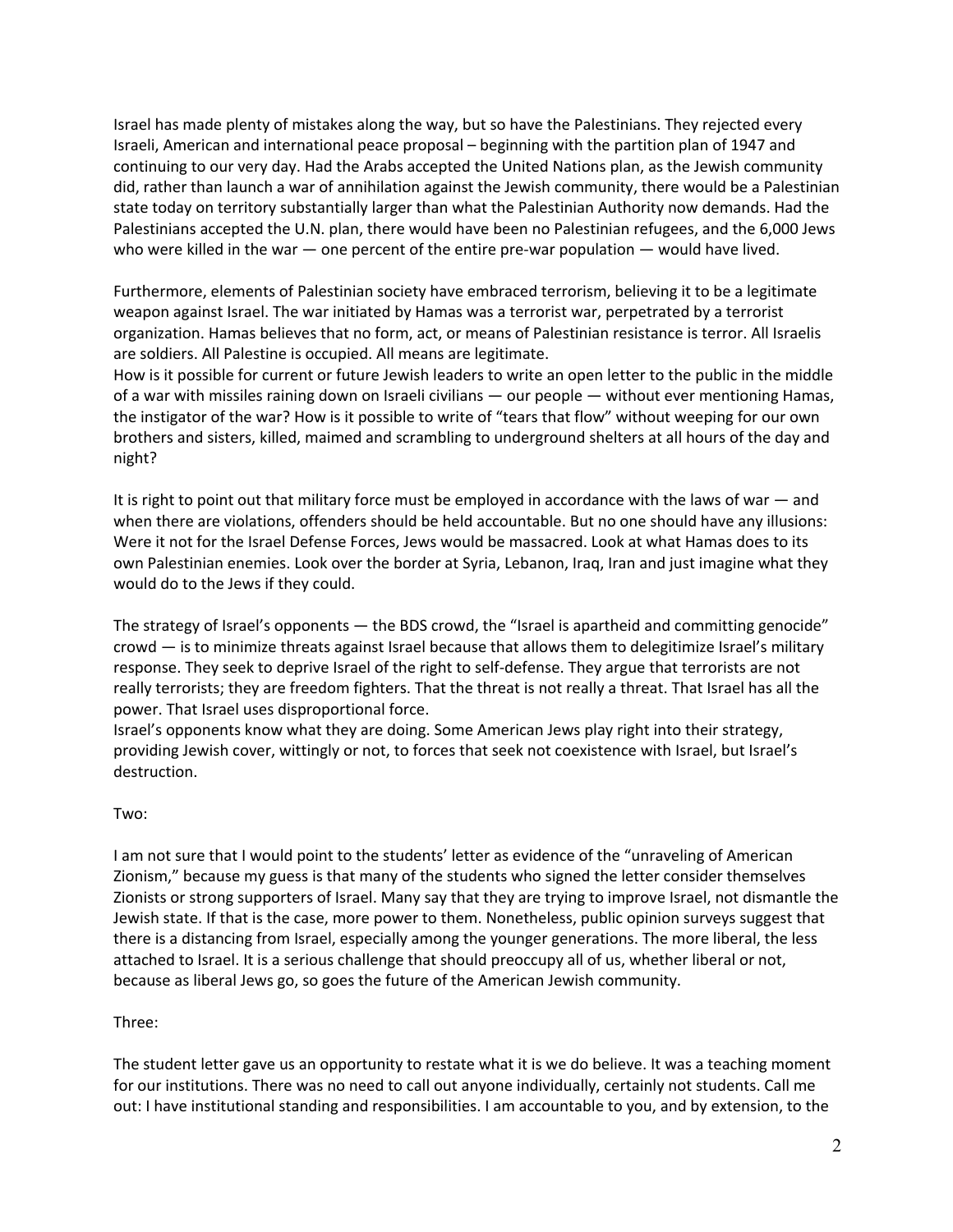Israel has made plenty of mistakes along the way, but so have the Palestinians. They rejected every Israeli, American and international peace proposal – beginning with the partition plan of 1947 and continuing to our very day. Had the Arabs accepted the United Nations plan, as the Jewish community did, rather than launch a war of annihilation against the Jewish community, there would be a Palestinian state today on territory substantially larger than what the Palestinian Authority now demands. Had the Palestinians accepted the U.N. plan, there would have been no Palestinian refugees, and the 6,000 Jews who were killed in the war — one percent of the entire pre-war population — would have lived.

Furthermore, elements of Palestinian society have embraced terrorism, believing it to be a legitimate weapon against Israel. The war initiated by Hamas was a terrorist war, perpetrated by a terrorist organization. Hamas believes that no form, act, or means of Palestinian resistance is terror. All Israelis are soldiers. All Palestine is occupied. All means are legitimate.
How is it possible for current or future Jewish leaders to write an open letter to the public in the middle of a war with missiles raining down on Israeli civilians — our people — without ever mentioning Hamas, the instigator of the war? How is it possible to write of "tears that flow" without weeping for our own brothers and sisters, killed, maimed and scrambling to underground shelters at all hours of the day and night?

It is right to point out that military force must be employed in accordance with the laws of war — and when there are violations, offenders should be held accountable. But no one should have any illusions: Were it not for the Israel Defense Forces, Jews would be massacred. Look at what Hamas does to its own Palestinian enemies. Look over the border at Syria, Lebanon, Iraq, Iran and just imagine what they would do to the Jews if they could.

The strategy of Israel's opponents — the BDS crowd, the "Israel is apartheid and committing genocide" crowd — is to minimize threats against Israel because that allows them to delegitimize Israel's military response. They seek to deprive Israel of the right to self-defense. They argue that terrorists are not really terrorists; they are freedom fighters. That the threat is not really a threat. That Israel has all the power. That Israel uses disproportional force.
Israel's opponents know what they are doing. Some American Jews play right into their strategy, providing Jewish cover, wittingly or not, to forces that seek not coexistence with Israel, but Israel's destruction.

Two:

I am not sure that I would point to the students' letter as evidence of the "unraveling of American Zionism," because my guess is that many of the students who signed the letter consider themselves Zionists or strong supporters of Israel. Many say that they are trying to improve Israel, not dismantle the Jewish state. If that is the case, more power to them. Nonetheless, public opinion surveys suggest that there is a distancing from Israel, especially among the younger generations. The more liberal, the less attached to Israel. It is a serious challenge that should preoccupy all of us, whether liberal or not, because as liberal Jews go, so goes the future of the American Jewish community.

Three:

The student letter gave us an opportunity to restate what it is we do believe. It was a teaching moment for our institutions. There was no need to call out anyone individually, certainly not students. Call me out: I have institutional standing and responsibilities. I am accountable to you, and by extension, to the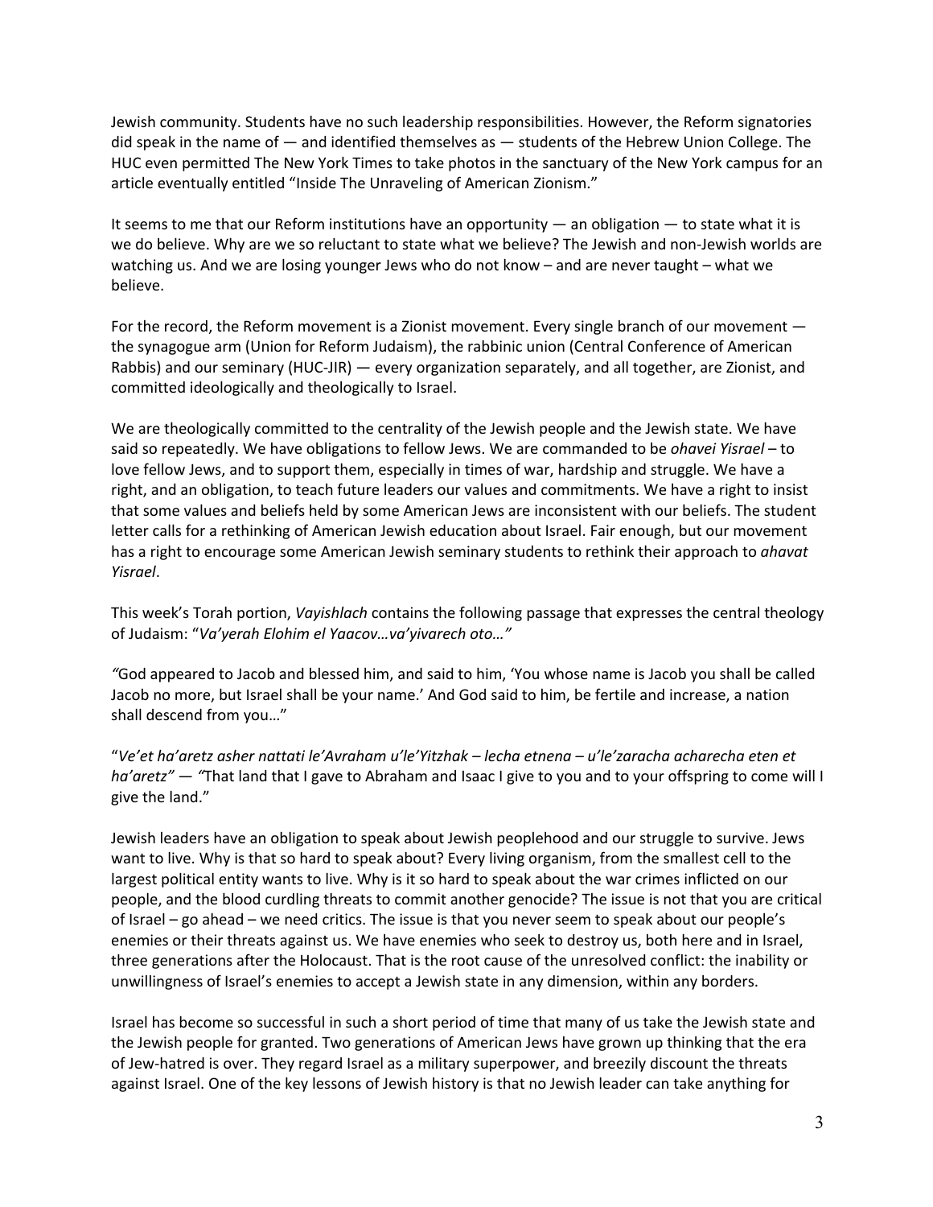Jewish community. Students have no such leadership responsibilities. However, the Reform signatories did speak in the name of — and identified themselves as — students of the Hebrew Union College. The HUC even permitted The New York Times to take photos in the sanctuary of the New York campus for an article eventually entitled "Inside The Unraveling of American Zionism."

It seems to me that our Reform institutions have an opportunity — an obligation — to state what it is we do believe. Why are we so reluctant to state what we believe? The Jewish and non-Jewish worlds are watching us. And we are losing younger Jews who do not know – and are never taught – what we believe.

For the record, the Reform movement is a Zionist movement. Every single branch of our movement — the synagogue arm (Union for Reform Judaism), the rabbinic union (Central Conference of American Rabbis) and our seminary (HUC-JIR) — every organization separately, and all together, are Zionist, and committed ideologically and theologically to Israel.

We are theologically committed to the centrality of the Jewish people and the Jewish state. We have said so repeatedly. We have obligations to fellow Jews. We are commanded to be *ohavei Yisrael* – to love fellow Jews, and to support them, especially in times of war, hardship and struggle. We have a right, and an obligation, to teach future leaders our values and commitments. We have a right to insist that some values and beliefs held by some American Jews are inconsistent with our beliefs. The student letter calls for a rethinking of American Jewish education about Israel. Fair enough, but our movement has a right to encourage some American Jewish seminary students to rethink their approach to *ahavat Yisrael*.

This week's Torah portion, *Vayishlach* contains the following passage that expresses the central theology of Judaism: "*Va'yerah Elohim el Yaacov…va'yivarech oto…"*

*"*God appeared to Jacob and blessed him, and said to him, 'You whose name is Jacob you shall be called Jacob no more, but Israel shall be your name.' And God said to him, be fertile and increase, a nation shall descend from you…"

"*Ve'et ha'aretz asher nattati le'Avraham u'le'Yitzhak – lecha etnena – u'le'zaracha acharecha eten et ha'aretz"* — *"*That land that I gave to Abraham and Isaac I give to you and to your offspring to come will I give the land."

Jewish leaders have an obligation to speak about Jewish peoplehood and our struggle to survive. Jews want to live. Why is that so hard to speak about? Every living organism, from the smallest cell to the largest political entity wants to live. Why is it so hard to speak about the war crimes inflicted on our people, and the blood curdling threats to commit another genocide? The issue is not that you are critical of Israel – go ahead – we need critics. The issue is that you never seem to speak about our people's enemies or their threats against us. We have enemies who seek to destroy us, both here and in Israel, three generations after the Holocaust. That is the root cause of the unresolved conflict: the inability or unwillingness of Israel's enemies to accept a Jewish state in any dimension, within any borders.

Israel has become so successful in such a short period of time that many of us take the Jewish state and the Jewish people for granted. Two generations of American Jews have grown up thinking that the era of Jew-hatred is over. They regard Israel as a military superpower, and breezily discount the threats against Israel. One of the key lessons of Jewish history is that no Jewish leader can take anything for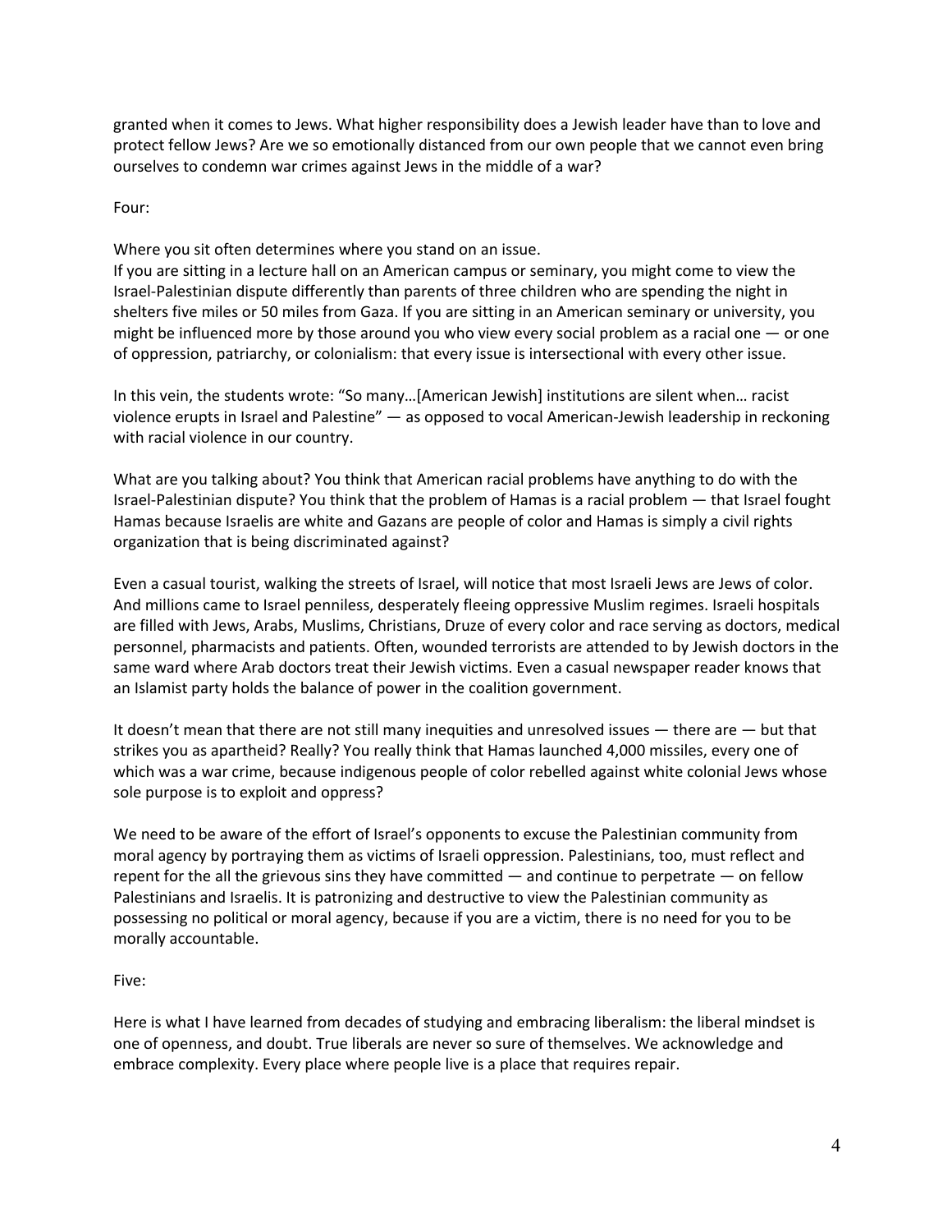granted when it comes to Jews. What higher responsibility does a Jewish leader have than to love and protect fellow Jews? Are we so emotionally distanced from our own people that we cannot even bring ourselves to condemn war crimes against Jews in the middle of a war?

Four:

Where you sit often determines where you stand on an issue.
If you are sitting in a lecture hall on an American campus or seminary, you might come to view the Israel-Palestinian dispute differently than parents of three children who are spending the night in shelters five miles or 50 miles from Gaza. If you are sitting in an American seminary or university, you might be influenced more by those around you who view every social problem as a racial one — or one of oppression, patriarchy, or colonialism: that every issue is intersectional with every other issue.

In this vein, the students wrote: "So many…[American Jewish] institutions are silent when… racist violence erupts in Israel and Palestine" — as opposed to vocal American-Jewish leadership in reckoning with racial violence in our country.

What are you talking about? You think that American racial problems have anything to do with the Israel-Palestinian dispute? You think that the problem of Hamas is a racial problem — that Israel fought Hamas because Israelis are white and Gazans are people of color and Hamas is simply a civil rights organization that is being discriminated against?

Even a casual tourist, walking the streets of Israel, will notice that most Israeli Jews are Jews of color. And millions came to Israel penniless, desperately fleeing oppressive Muslim regimes. Israeli hospitals are filled with Jews, Arabs, Muslims, Christians, Druze of every color and race serving as doctors, medical personnel, pharmacists and patients. Often, wounded terrorists are attended to by Jewish doctors in the same ward where Arab doctors treat their Jewish victims. Even a casual newspaper reader knows that an Islamist party holds the balance of power in the coalition government.

It doesn't mean that there are not still many inequities and unresolved issues — there are — but that strikes you as apartheid? Really? You really think that Hamas launched 4,000 missiles, every one of which was a war crime, because indigenous people of color rebelled against white colonial Jews whose sole purpose is to exploit and oppress?

We need to be aware of the effort of Israel's opponents to excuse the Palestinian community from moral agency by portraying them as victims of Israeli oppression. Palestinians, too, must reflect and repent for the all the grievous sins they have committed — and continue to perpetrate — on fellow Palestinians and Israelis. It is patronizing and destructive to view the Palestinian community as possessing no political or moral agency, because if you are a victim, there is no need for you to be morally accountable.

Five:

Here is what I have learned from decades of studying and embracing liberalism: the liberal mindset is one of openness, and doubt. True liberals are never so sure of themselves. We acknowledge and embrace complexity. Every place where people live is a place that requires repair.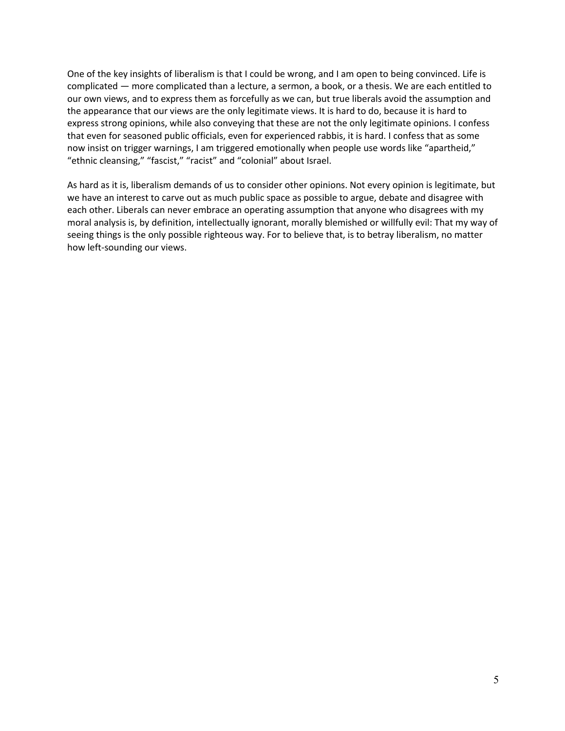One of the key insights of liberalism is that I could be wrong, and I am open to being convinced. Life is complicated — more complicated than a lecture, a sermon, a book, or a thesis. We are each entitled to our own views, and to express them as forcefully as we can, but true liberals avoid the assumption and the appearance that our views are the only legitimate views. It is hard to do, because it is hard to express strong opinions, while also conveying that these are not the only legitimate opinions. I confess that even for seasoned public officials, even for experienced rabbis, it is hard. I confess that as some now insist on trigger warnings, I am triggered emotionally when people use words like "apartheid," "ethnic cleansing," "fascist," "racist" and "colonial" about Israel.

As hard as it is, liberalism demands of us to consider other opinions. Not every opinion is legitimate, but we have an interest to carve out as much public space as possible to argue, debate and disagree with each other. Liberals can never embrace an operating assumption that anyone who disagrees with my moral analysis is, by definition, intellectually ignorant, morally blemished or willfully evil: That my way of seeing things is the only possible righteous way. For to believe that, is to betray liberalism, no matter how left-sounding our views.